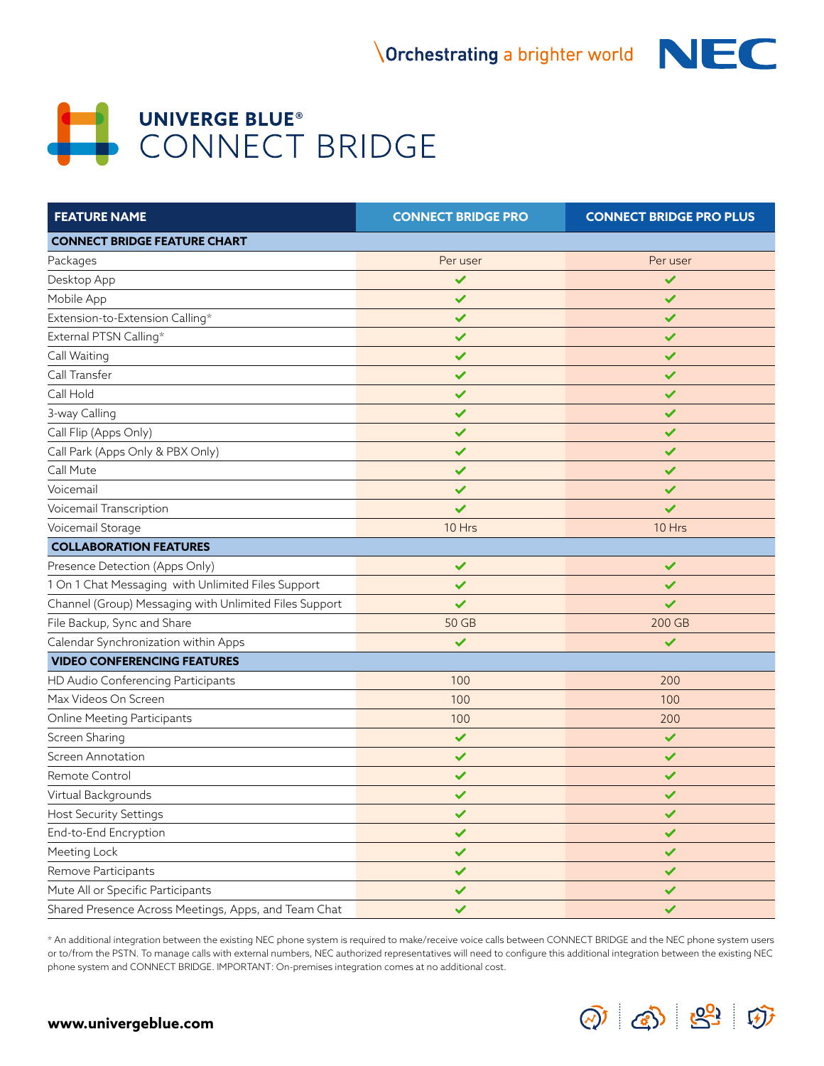Orchestrating a brighter world NEC

# UNIVERGE BLUE®
# CONNECT BRIDGE

| FEATURE NAME | CONNECT BRIDGE PRO | CONNECT BRIDGE PRO PLUS |
|---|---|---|
| **CONNECT BRIDGE FEATURE CHART** | | |
| Packages | Per user | Per user |
| Desktop App | ✔ | ✔ |
| Mobile App | ✔ | ✔ |
| Extension-to-Extension Calling* | ✔ | ✔ |
| External PTSN Calling* | ✔ | ✔ |
| Call Waiting | ✔ | ✔ |
| Call Transfer | ✔ | ✔ |
| Call Hold | ✔ | ✔ |
| 3-way Calling | ✔ | ✔ |
| Call Flip (Apps Only) | ✔ | ✔ |
| Call Park (Apps Only & PBX Only) | ✔ | ✔ |
| Call Mute | ✔ | ✔ |
| Voicemail | ✔ | ✔ |
| Voicemail Transcription | ✔ | ✔ |
| Voicemail Storage | 10 Hrs | 10 Hrs |
| **COLLABORATION FEATURES** | | |
| Presence Detection (Apps Only) | ✔ | ✔ |
| 1 On 1 Chat Messaging with Unlimited Files Support | ✔ | ✔ |
| Channel (Group) Messaging with Unlimited Files Support | ✔ | ✔ |
| File Backup, Sync and Share | 50 GB | 200 GB |
| Calendar Synchronization within Apps | ✔ | ✔ |
| **VIDEO CONFERENCING FEATURES** | | |
| HD Audio Conferencing Participants | 100 | 200 |
| Max Videos On Screen | 100 | 100 |
| Online Meeting Participants | 100 | 200 |
| Screen Sharing | ✔ | ✔ |
| Screen Annotation | ✔ | ✔ |
| Remote Control | ✔ | ✔ |
| Virtual Backgrounds | ✔ | ✔ |
| Host Security Settings | ✔ | ✔ |
| End-to-End Encryption | ✔ | ✔ |
| Meeting Lock | ✔ | ✔ |
| Remove Participants | ✔ | ✔ |
| Mute All or Specific Participants | ✔ | ✔ |
| Shared Presence Across Meetings, Apps, and Team Chat | ✔ | ✔ |

* An additional integration between the existing NEC phone system is required to make/receive voice calls between CONNECT BRIDGE and the NEC phone system users or to/from the PSTN. To manage calls with external numbers, NEC authorized representatives will need to configure this additional integration between the existing NEC phone system and CONNECT BRIDGE. IMPORTANT: On-premises integration comes at no additional cost.

**www.univergeblue.com**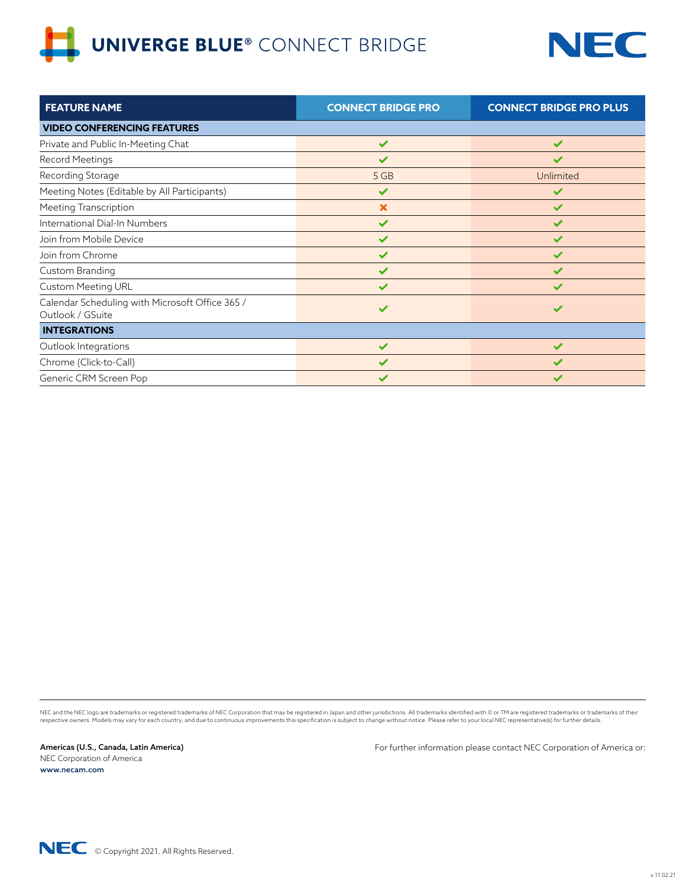# UNIVERGE BLUE® CONNECT BRIDGE

| FEATURE NAME | CONNECT BRIDGE PRO | CONNECT BRIDGE PRO PLUS |
|---|---|---|
| **VIDEO CONFERENCING FEATURES** | | |
| Private and Public In-Meeting Chat | ✔ | ✔ |
| Record Meetings | ✔ | ✔ |
| Recording Storage | 5 GB | Unlimited |
| Meeting Notes (Editable by All Participants) | ✔ | ✔ |
| Meeting Transcription | ✖ | ✔ |
| International Dial-In Numbers | ✔ | ✔ |
| Join from Mobile Device | ✔ | ✔ |
| Join from Chrome | ✔ | ✔ |
| Custom Branding | ✔ | ✔ |
| Custom Meeting URL | ✔ | ✔ |
| Calendar Scheduling with Microsoft Office 365 / Outlook / GSuite | ✔ | ✔ |
| **INTEGRATIONS** | | |
| Outlook Integrations | ✔ | ✔ |
| Chrome (Click-to-Call) | ✔ | ✔ |
| Generic CRM Screen Pop | ✔ | ✔ |

NEC and the NEC logo are trademarks or registered trademarks of NEC Corporation that may be registered in Japan and other jurisdictions. All trademarks identified with © or TM are registered trademarks or trademarks of their respective owners. Models may vary for each country, and due to continuous improvements this specification is subject to change without notice. Please refer to your local NEC representative(s) for further details.

**Americas (U.S., Canada, Latin America)**
NEC Corporation of America
**www.necam.com**

For further information please contact NEC Corporation of America or:

© Copyright 2021. All Rights Reserved.

v.11.02.21